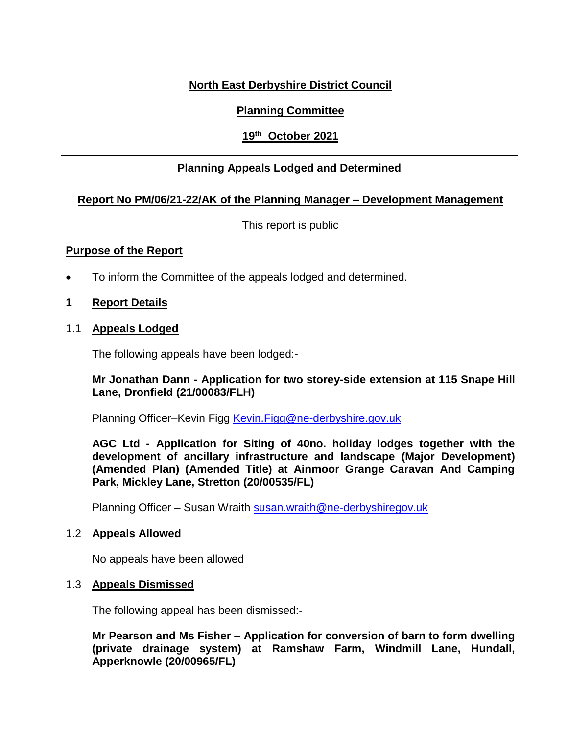**North East Derbyshire District Council**

**Planning Committee**

**19th October 2021**

**Planning Appeals Lodged and Determined**

**Report No PM/06/21-22/AK of the Planning Manager – Development Management**

This report is public

## Purpose of the Report

- To inform the Committee of the appeals lodged and determined.

## 1 Report Details

### 1.1 Appeals Lodged

The following appeals have been lodged:-

**Mr Jonathan Dann - Application for two storey-side extension at 115 Snape Hill Lane, Dronfield (21/00083/FLH)**

Planning Officer–Kevin Figg Kevin.Figg@ne-derbyshire.gov.uk

**AGC Ltd - Application for Siting of 40no. holiday lodges together with the development of ancillary infrastructure and landscape (Major Development) (Amended Plan) (Amended Title) at Ainmoor Grange Caravan And Camping Park, Mickley Lane, Stretton (20/00535/FL)**

Planning Officer – Susan Wraith susan.wraith@ne-derbyshiregov.uk

### 1.2 Appeals Allowed

No appeals have been allowed

### 1.3 Appeals Dismissed

The following appeal has been dismissed:-

**Mr Pearson and Ms Fisher – Application for conversion of barn to form dwelling (private drainage system) at Ramshaw Farm, Windmill Lane, Hundall, Apperknowle (20/00965/FL)**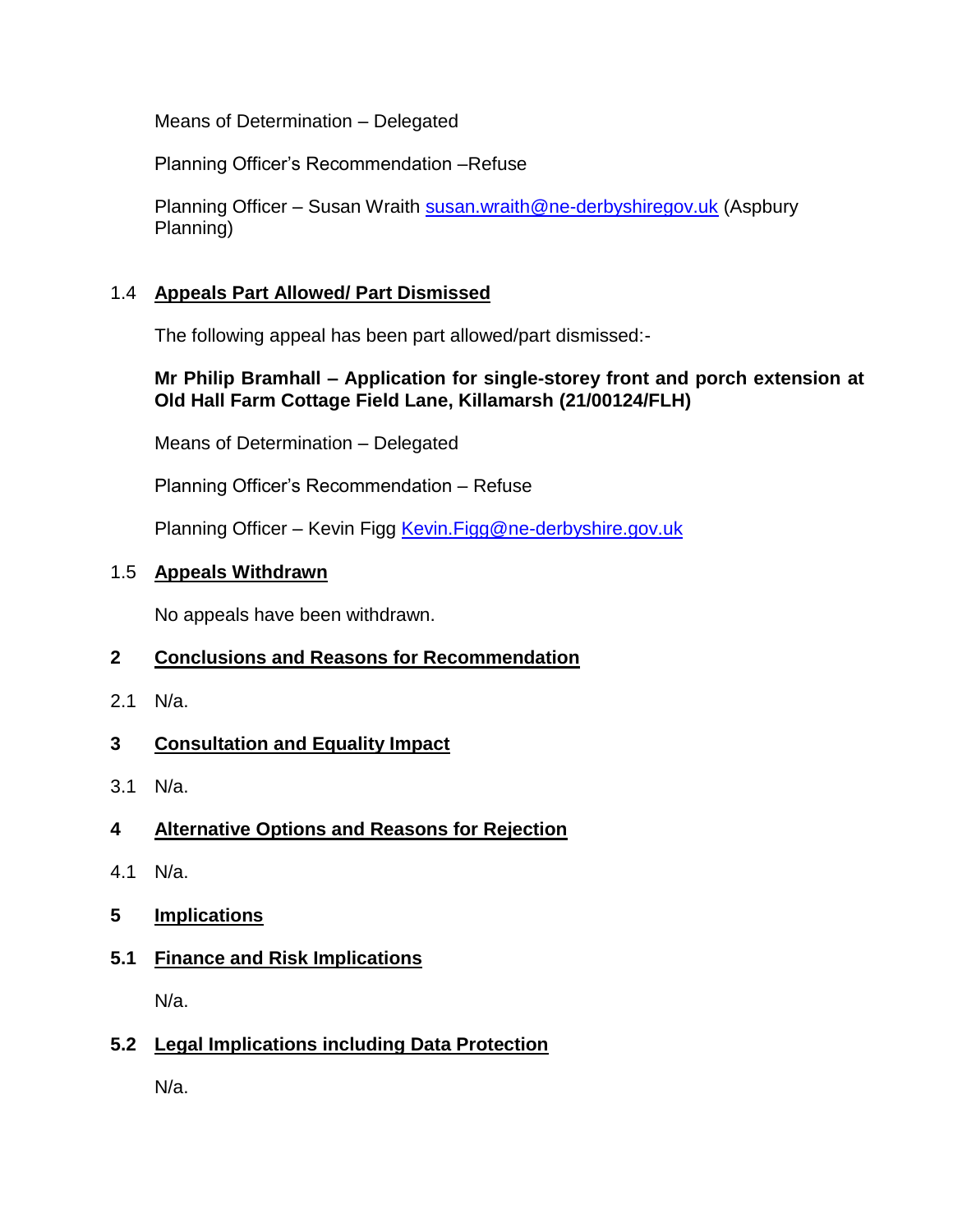Means of Determination – Delegated

Planning Officer's Recommendation –Refuse

Planning Officer – Susan Wraith susan.wraith@ne-derbyshiregov.uk (Aspbury Planning)

## 1.4 Appeals Part Allowed/ Part Dismissed

The following appeal has been part allowed/part dismissed:-

**Mr Philip Bramhall – Application for single-storey front and porch extension at Old Hall Farm Cottage Field Lane, Killamarsh (21/00124/FLH)**

Means of Determination – Delegated

Planning Officer's Recommendation – Refuse

Planning Officer – Kevin Figg Kevin.Figg@ne-derbyshire.gov.uk

## 1.5 Appeals Withdrawn

No appeals have been withdrawn.

# 2 Conclusions and Reasons for Recommendation

2.1 N/a.

# 3 Consultation and Equality Impact

3.1 N/a.

# 4 Alternative Options and Reasons for Rejection

4.1 N/a.

# 5 Implications

## 5.1 Finance and Risk Implications

N/a.

## 5.2 Legal Implications including Data Protection

N/a.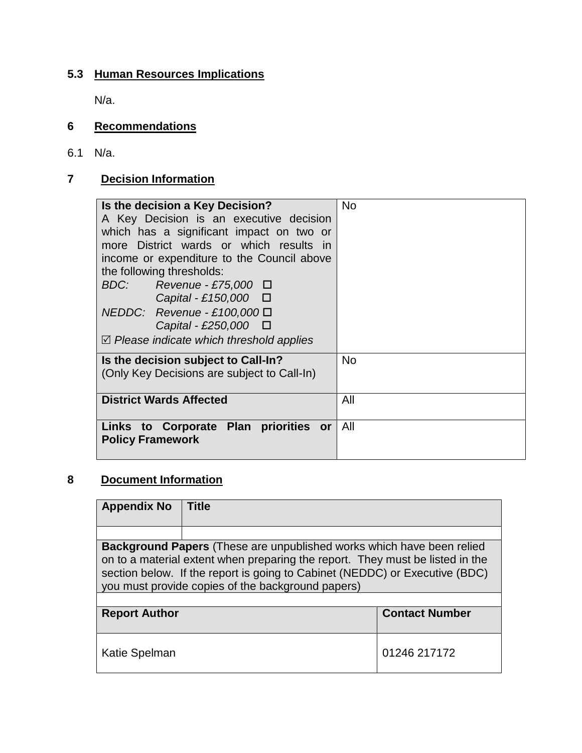### 5.3 Human Resources Implications

N/a.

## 6 Recommendations

6.1 N/a.

## 7 Decision Information

| | |
|---|---|
| **Is the decision a Key Decision?**<br>A Key Decision is an executive decision which has a significant impact on two or more District wards or which results in income or expenditure to the Council above the following thresholds:<br>*BDC: Revenue - £75,000* ☐<br>*Capital - £150,000* ☐<br>*NEDDC: Revenue - £100,000* ☐<br>*Capital - £250,000* ☐<br>☑ *Please indicate which threshold applies* | No |
| **Is the decision subject to Call-In?**<br>(Only Key Decisions are subject to Call-In) | No |
| **District Wards Affected** | All |
| **Links to Corporate Plan priorities or Policy Framework** | All |

## 8 Document Information

| **Appendix No** | **Title** | |
|---|---|---|
| | | |
| **Background Papers** (These are unpublished works which have been relied on to a material extent when preparing the report. They must be listed in the section below. If the report is going to Cabinet (NEDDC) or Executive (BDC) you must provide copies of the background papers) | | |
| | | |
| **Report Author** | | **Contact Number** |
| Katie Spelman | | 01246 217172 |